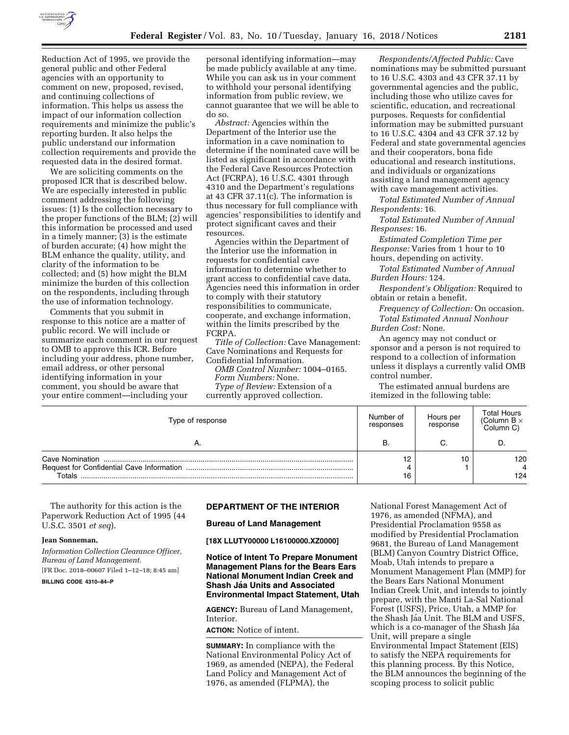Reduction Act of 1995, we provide the general public and other Federal agencies with an opportunity to comment on new, proposed, revised, and continuing collections of information. This helps us assess the impact of our information collection requirements and minimize the public's reporting burden. It also helps the public understand our information collection requirements and provide the requested data in the desired format.

We are soliciting comments on the proposed ICR that is described below. We are especially interested in public comment addressing the following issues: (1) Is the collection necessary to the proper functions of the BLM; (2) will this information be processed and used in a timely manner; (3) is the estimate of burden accurate; (4) how might the BLM enhance the quality, utility, and clarity of the information to be collected; and (5) how might the BLM minimize the burden of this collection on the respondents, including through the use of information technology.

Comments that you submit in response to this notice are a matter of public record. We will include or summarize each comment in our request to OMB to approve this ICR. Before including your address, phone number, email address, or other personal identifying information in your comment, you should be aware that your entire comment—including your personal identifying information—may be made publicly available at any time. While you can ask us in your comment to withhold your personal identifying information from public review, we cannot guarantee that we will be able to do so.

*Abstract:* Agencies within the Department of the Interior use the information in a cave nomination to determine if the nominated cave will be listed as significant in accordance with the Federal Cave Resources Protection Act (FCRPA), 16 U.S.C. 4301 through 4310 and the Department's regulations at 43 CFR 37.11(c). The information is thus necessary for full compliance with agencies' responsibilities to identify and protect significant caves and their resources.

Agencies within the Department of the Interior use the information in requests for confidential cave information to determine whether to grant access to confidential cave data. Agencies need this information in order to comply with their statutory responsibilities to communicate, cooperate, and exchange information, within the limits prescribed by the FCRPA.

*Title of Collection:* Cave Management: Cave Nominations and Requests for Confidential Information.

*OMB Control Number:* 1004–0165.

*Form Numbers:* None.

*Type of Review:* Extension of a currently approved collection.

*Respondents/Affected Public:* Cave nominations may be submitted pursuant to 16 U.S.C. 4303 and 43 CFR 37.11 by governmental agencies and the public, including those who utilize caves for scientific, education, and recreational purposes. Requests for confidential information may be submitted pursuant to 16 U.S.C. 4304 and 43 CFR 37.12 by Federal and state governmental agencies and their cooperators, bona fide educational and research institutions, and individuals or organizations assisting a land management agency with cave management activities.

*Total Estimated Number of Annual Respondents:* 16.

*Total Estimated Number of Annual Responses:* 16.

*Estimated Completion Time per Response:* Varies from 1 hour to 10 hours, depending on activity.

*Total Estimated Number of Annual Burden Hours:* 124.

*Respondent's Obligation:* Required to obtain or retain a benefit.

*Frequency of Collection:* On occasion.

*Total Estimated Annual Nonhour Burden Cost:* None.

An agency may not conduct or sponsor and a person is not required to respond to a collection of information unless it displays a currently valid OMB control number.

The estimated annual burdens are itemized in the following table:

| Type of response | Number of responses | Hours per response | Total Hours (Column B × Column C) |
|---|---|---|---|
| A. | B. | C. | D. |
| Cave Nomination | 12 | 10 | 120 |
| Request for Confidential Cave Information | 4 | 1 | 4 |
| Totals | 16 | | 124 |

The authority for this action is the Paperwork Reduction Act of 1995 (44 U.S.C. 3501 *et seq*).

**Jean Sonneman,**

*Information Collection Clearance Officer, Bureau of Land Management.*

[FR Doc. 2018–00607 Filed 1–12–18; 8:45 am]

**BILLING CODE 4310–84–P**

## DEPARTMENT OF THE INTERIOR

### Bureau of Land Management

**[18X LLUTY00000 L16100000.XZ0000]**

### Notice of Intent To Prepare Monument Management Plans for the Bears Ears National Monument Indian Creek and Shash Jáa Units and Associated Environmental Impact Statement, Utah

**AGENCY:** Bureau of Land Management, Interior.

**ACTION:** Notice of intent.

**SUMMARY:** In compliance with the National Environmental Policy Act of 1969, as amended (NEPA), the Federal Land Policy and Management Act of 1976, as amended (FLPMA), the National Forest Management Act of 1976, as amended (NFMA), and Presidential Proclamation 9558 as modified by Presidential Proclamation 9681, the Bureau of Land Management (BLM) Canyon Country District Office, Moab, Utah intends to prepare a Monument Management Plan (MMP) for the Bears Ears National Monument Indian Creek Unit, and intends to jointly prepare, with the Manti La-Sal National Forest (USFS), Price, Utah, a MMP for the Shash Jáa Unit. The BLM and USFS, which is a co-manager of the Shash Jáa Unit, will prepare a single Environmental Impact Statement (EIS) to satisfy the NEPA requirements for this planning process. By this Notice, the BLM announces the beginning of the scoping process to solicit public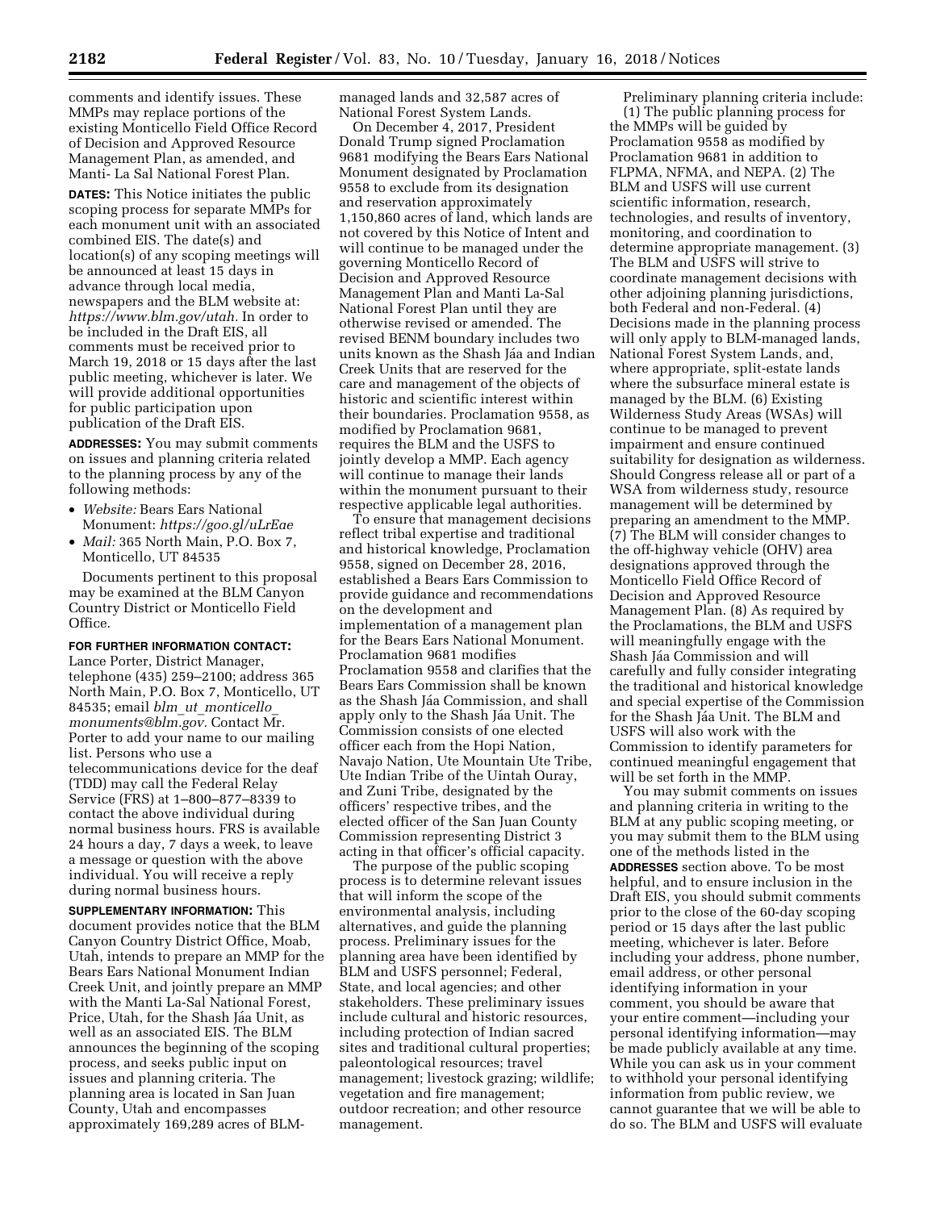comments and identify issues. These MMPs may replace portions of the existing Monticello Field Office Record of Decision and Approved Resource Management Plan, as amended, and Manti- La Sal National Forest Plan.

**DATES:** This Notice initiates the public scoping process for separate MMPs for each monument unit with an associated combined EIS. The date(s) and location(s) of any scoping meetings will be announced at least 15 days in advance through local media, newspapers and the BLM website at: *https://www.blm.gov/utah.* In order to be included in the Draft EIS, all comments must be received prior to March 19, 2018 or 15 days after the last public meeting, whichever is later. We will provide additional opportunities for public participation upon publication of the Draft EIS.

**ADDRESSES:** You may submit comments on issues and planning criteria related to the planning process by any of the following methods:

- *Website:* Bears Ears National Monument: *https://goo.gl/uLrEae*
- *Mail:* 365 North Main, P.O. Box 7, Monticello, UT 84535

Documents pertinent to this proposal may be examined at the BLM Canyon Country District or Monticello Field Office.

**FOR FURTHER INFORMATION CONTACT:** Lance Porter, District Manager, telephone (435) 259–2100; address 365 North Main, P.O. Box 7, Monticello, UT 84535; email *blm_ut_monticello_monuments@blm.gov.* Contact Mr. Porter to add your name to our mailing list. Persons who use a telecommunications device for the deaf (TDD) may call the Federal Relay Service (FRS) at 1–800–877–8339 to contact the above individual during normal business hours. FRS is available 24 hours a day, 7 days a week, to leave a message or question with the above individual. You will receive a reply during normal business hours.

**SUPPLEMENTARY INFORMATION:** This document provides notice that the BLM Canyon Country District Office, Moab, Utah, intends to prepare an MMP for the Bears Ears National Monument Indian Creek Unit, and jointly prepare an MMP with the Manti La-Sal National Forest, Price, Utah, for the Shash Jáa Unit, as well as an associated EIS. The BLM announces the beginning of the scoping process, and seeks public input on issues and planning criteria. The planning area is located in San Juan County, Utah and encompasses approximately 169,289 acres of BLM-managed lands and 32,587 acres of National Forest System Lands.

On December 4, 2017, President Donald Trump signed Proclamation 9681 modifying the Bears Ears National Monument designated by Proclamation 9558 to exclude from its designation and reservation approximately 1,150,860 acres of land, which lands are not covered by this Notice of Intent and will continue to be managed under the governing Monticello Record of Decision and Approved Resource Management Plan and Manti La-Sal National Forest Plan until they are otherwise revised or amended. The revised BENM boundary includes two units known as the Shash Jáa and Indian Creek Units that are reserved for the care and management of the objects of historic and scientific interest within their boundaries. Proclamation 9558, as modified by Proclamation 9681, requires the BLM and the USFS to jointly develop a MMP. Each agency will continue to manage their lands within the monument pursuant to their respective applicable legal authorities.

To ensure that management decisions reflect tribal expertise and traditional and historical knowledge, Proclamation 9558, signed on December 28, 2016, established a Bears Ears Commission to provide guidance and recommendations on the development and implementation of a management plan for the Bears Ears National Monument. Proclamation 9681 modifies Proclamation 9558 and clarifies that the Bears Ears Commission shall be known as the Shash Jáa Commission, and shall apply only to the Shash Jáa Unit. The Commission consists of one elected officer each from the Hopi Nation, Navajo Nation, Ute Mountain Ute Tribe, Ute Indian Tribe of the Uintah Ouray, and Zuni Tribe, designated by the officers' respective tribes, and the elected officer of the San Juan County Commission representing District 3 acting in that officer's official capacity.

The purpose of the public scoping process is to determine relevant issues that will inform the scope of the environmental analysis, including alternatives, and guide the planning process. Preliminary issues for the planning area have been identified by BLM and USFS personnel; Federal, State, and local agencies; and other stakeholders. These preliminary issues include cultural and historic resources, including protection of Indian sacred sites and traditional cultural properties; paleontological resources; travel management; livestock grazing; wildlife; vegetation and fire management; outdoor recreation; and other resource management.

Preliminary planning criteria include: (1) The public planning process for the MMPs will be guided by Proclamation 9558 as modified by Proclamation 9681 in addition to FLPMA, NFMA, and NEPA. (2) The BLM and USFS will use current scientific information, research, technologies, and results of inventory, monitoring, and coordination to determine appropriate management. (3) The BLM and USFS will strive to coordinate management decisions with other adjoining planning jurisdictions, both Federal and non-Federal. (4) Decisions made in the planning process will only apply to BLM-managed lands, National Forest System Lands, and, where appropriate, split-estate lands where the subsurface mineral estate is managed by the BLM. (6) Existing Wilderness Study Areas (WSAs) will continue to be managed to prevent impairment and ensure continued suitability for designation as wilderness. Should Congress release all or part of a WSA from wilderness study, resource management will be determined by preparing an amendment to the MMP. (7) The BLM will consider changes to the off-highway vehicle (OHV) area designations approved through the Monticello Field Office Record of Decision and Approved Resource Management Plan. (8) As required by the Proclamations, the BLM and USFS will meaningfully engage with the Shash Jáa Commission and will carefully and fully consider integrating the traditional and historical knowledge and special expertise of the Commission for the Shash Jáa Unit. The BLM and USFS will also work with the Commission to identify parameters for continued meaningful engagement that will be set forth in the MMP.

You may submit comments on issues and planning criteria in writing to the BLM at any public scoping meeting, or you may submit them to the BLM using one of the methods listed in the **ADDRESSES** section above. To be most helpful, and to ensure inclusion in the Draft EIS, you should submit comments prior to the close of the 60-day scoping period or 15 days after the last public meeting, whichever is later. Before including your address, phone number, email address, or other personal identifying information in your comment, you should be aware that your entire comment—including your personal identifying information—may be made publicly available at any time. While you can ask us in your comment to withhold your personal identifying information from public review, we cannot guarantee that we will be able to do so. The BLM and USFS will evaluate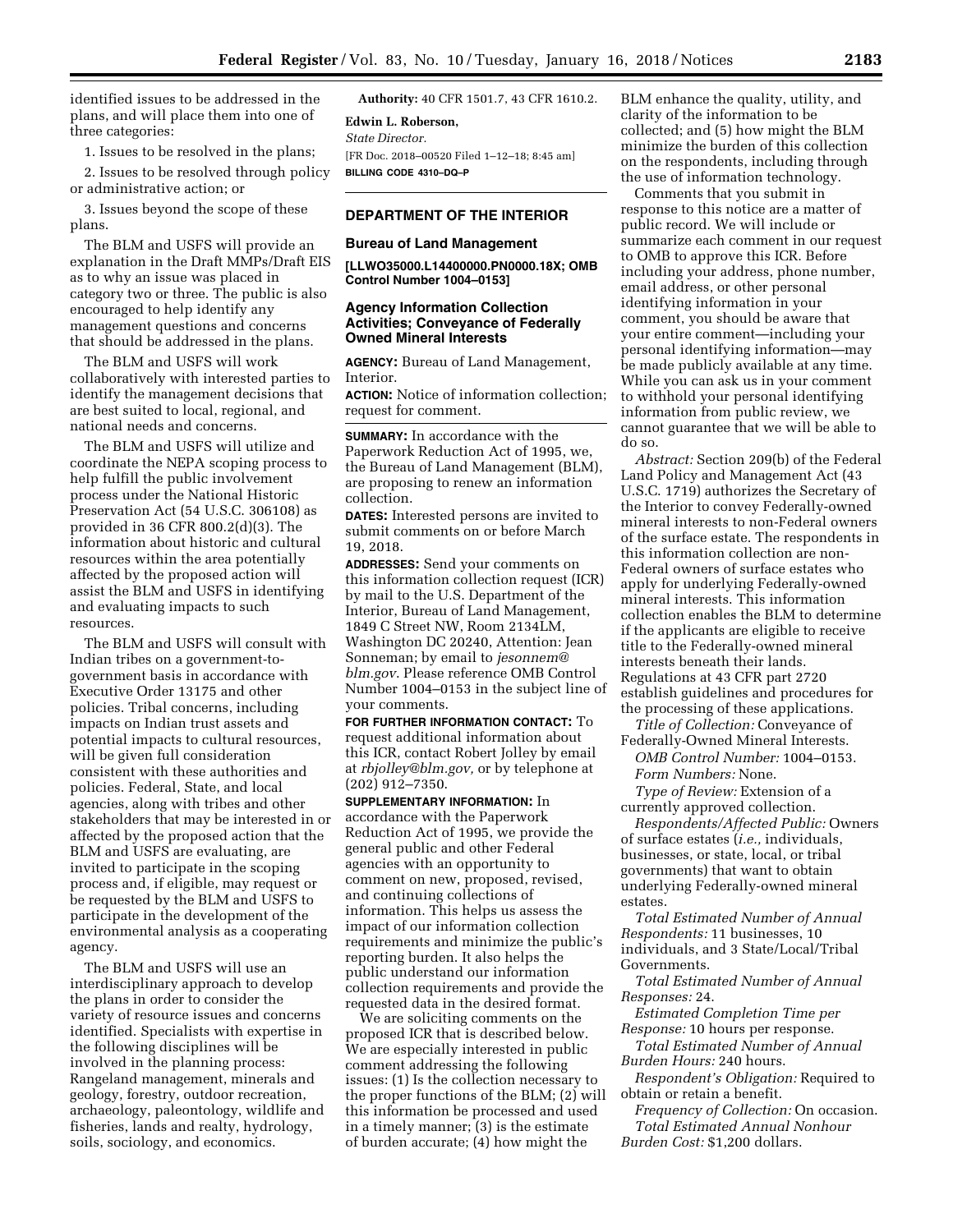identified issues to be addressed in the plans, and will place them into one of three categories:

1. Issues to be resolved in the plans;

2. Issues to be resolved through policy or administrative action; or

3. Issues beyond the scope of these plans.

The BLM and USFS will provide an explanation in the Draft MMPs/Draft EIS as to why an issue was placed in category two or three. The public is also encouraged to help identify any management questions and concerns that should be addressed in the plans.

The BLM and USFS will work collaboratively with interested parties to identify the management decisions that are best suited to local, regional, and national needs and concerns.

The BLM and USFS will utilize and coordinate the NEPA scoping process to help fulfill the public involvement process under the National Historic Preservation Act (54 U.S.C. 306108) as provided in 36 CFR 800.2(d)(3). The information about historic and cultural resources within the area potentially affected by the proposed action will assist the BLM and USFS in identifying and evaluating impacts to such resources.

The BLM and USFS will consult with Indian tribes on a government-to-government basis in accordance with Executive Order 13175 and other policies. Tribal concerns, including impacts on Indian trust assets and potential impacts to cultural resources, will be given full consideration consistent with these authorities and policies. Federal, State, and local agencies, along with tribes and other stakeholders that may be interested in or affected by the proposed action that the BLM and USFS are evaluating, are invited to participate in the scoping process and, if eligible, may request or be requested by the BLM and USFS to participate in the development of the environmental analysis as a cooperating agency.

The BLM and USFS will use an interdisciplinary approach to develop the plans in order to consider the variety of resource issues and concerns identified. Specialists with expertise in the following disciplines will be involved in the planning process: Rangeland management, minerals and geology, forestry, outdoor recreation, archaeology, paleontology, wildlife and fisheries, lands and realty, hydrology, soils, sociology, and economics.

**Authority:** 40 CFR 1501.7, 43 CFR 1610.2.

**Edwin L. Roberson,**

*State Director.*

[FR Doc. 2018–00520 Filed 1–12–18; 8:45 am]

**BILLING CODE 4310–DQ–P**

## DEPARTMENT OF THE INTERIOR

### Bureau of Land Management

**[LLWO35000.L14400000.PN0000.18X; OMB Control Number 1004–0153]**

### Agency Information Collection Activities; Conveyance of Federally Owned Mineral Interests

**AGENCY:** Bureau of Land Management, Interior.

**ACTION:** Notice of information collection; request for comment.

**SUMMARY:** In accordance with the Paperwork Reduction Act of 1995, we, the Bureau of Land Management (BLM), are proposing to renew an information collection.

**DATES:** Interested persons are invited to submit comments on or before March 19, 2018.

**ADDRESSES:** Send your comments on this information collection request (ICR) by mail to the U.S. Department of the Interior, Bureau of Land Management, 1849 C Street NW, Room 2134LM, Washington DC 20240, Attention: Jean Sonneman; by email to *jesonnem@blm.gov*. Please reference OMB Control Number 1004–0153 in the subject line of your comments.

**FOR FURTHER INFORMATION CONTACT:** To request additional information about this ICR, contact Robert Jolley by email at *rbjolley@blm.gov,* or by telephone at (202) 912–7350.

**SUPPLEMENTARY INFORMATION:** In accordance with the Paperwork Reduction Act of 1995, we provide the general public and other Federal agencies with an opportunity to comment on new, proposed, revised, and continuing collections of information. This helps us assess the impact of our information collection requirements and minimize the public's reporting burden. It also helps the public understand our information collection requirements and provide the requested data in the desired format.

We are soliciting comments on the proposed ICR that is described below. We are especially interested in public comment addressing the following issues: (1) Is the collection necessary to the proper functions of the BLM; (2) will this information be processed and used in a timely manner; (3) is the estimate of burden accurate; (4) how might the BLM enhance the quality, utility, and clarity of the information to be collected; and (5) how might the BLM minimize the burden of this collection on the respondents, including through the use of information technology.

Comments that you submit in response to this notice are a matter of public record. We will include or summarize each comment in our request to OMB to approve this ICR. Before including your address, phone number, email address, or other personal identifying information in your comment, you should be aware that your entire comment—including your personal identifying information—may be made publicly available at any time. While you can ask us in your comment to withhold your personal identifying information from public review, we cannot guarantee that we will be able to do so.

*Abstract:* Section 209(b) of the Federal Land Policy and Management Act (43 U.S.C. 1719) authorizes the Secretary of the Interior to convey Federally-owned mineral interests to non-Federal owners of the surface estate. The respondents in this information collection are non-Federal owners of surface estates who apply for underlying Federally-owned mineral interests. This information collection enables the BLM to determine if the applicants are eligible to receive title to the Federally-owned mineral interests beneath their lands. Regulations at 43 CFR part 2720 establish guidelines and procedures for the processing of these applications.

*Title of Collection:* Conveyance of Federally-Owned Mineral Interests.

*OMB Control Number:* 1004–0153.

*Form Numbers:* None.

*Type of Review:* Extension of a currently approved collection.

*Respondents/Affected Public:* Owners of surface estates (*i.e.,* individuals, businesses, or state, local, or tribal governments) that want to obtain underlying Federally-owned mineral estates.

*Total Estimated Number of Annual Respondents:* 11 businesses, 10 individuals, and 3 State/Local/Tribal Governments.

*Total Estimated Number of Annual Responses:* 24.

*Estimated Completion Time per Response:* 10 hours per response.

*Total Estimated Number of Annual Burden Hours:* 240 hours.

*Respondent's Obligation:* Required to obtain or retain a benefit.

*Frequency of Collection:* On occasion.

*Total Estimated Annual Nonhour Burden Cost:* $1,200 dollars.